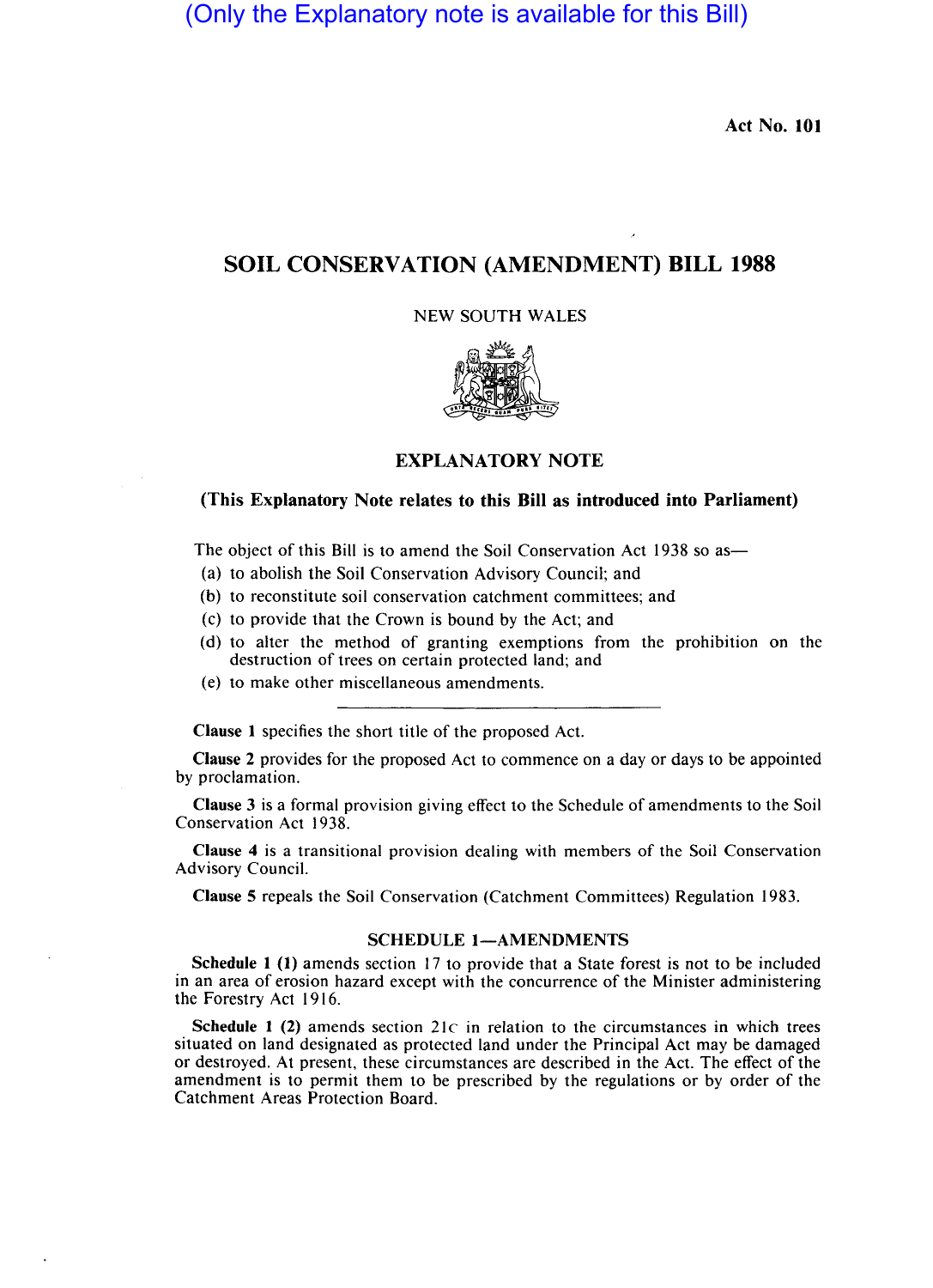(Only the Explanatory note is available for this Bill)

Act No. 101

# SOIL CONSERVATION (AMENDMENT) BILL 1988

NEW SOUTH WALES

## EXPLANATORY NOTE

**(This Explanatory Note relates to this Bill as introduced into Parliament)**

The object of this Bill is to amend the Soil Conservation Act 1938 so as—

(a) to abolish the Soil Conservation Advisory Council; and

(b) to reconstitute soil conservation catchment committees; and

(c) to provide that the Crown is bound by the Act; and

(d) to alter the method of granting exemptions from the prohibition on the destruction of trees on certain protected land; and

(e) to make other miscellaneous amendments.

---

**Clause 1** specifies the short title of the proposed Act.

**Clause 2** provides for the proposed Act to commence on a day or days to be appointed by proclamation.

**Clause 3** is a formal provision giving effect to the Schedule of amendments to the Soil Conservation Act 1938.

**Clause 4** is a transitional provision dealing with members of the Soil Conservation Advisory Council.

**Clause 5** repeals the Soil Conservation (Catchment Committees) Regulation 1983.

### SCHEDULE 1—AMENDMENTS

**Schedule 1 (1)** amends section 17 to provide that a State forest is not to be included in an area of erosion hazard except with the concurrence of the Minister administering the Forestry Act 1916.

**Schedule 1 (2)** amends section 21C in relation to the circumstances in which trees situated on land designated as protected land under the Principal Act may be damaged or destroyed. At present, these circumstances are described in the Act. The effect of the amendment is to permit them to be prescribed by the regulations or by order of the Catchment Areas Protection Board.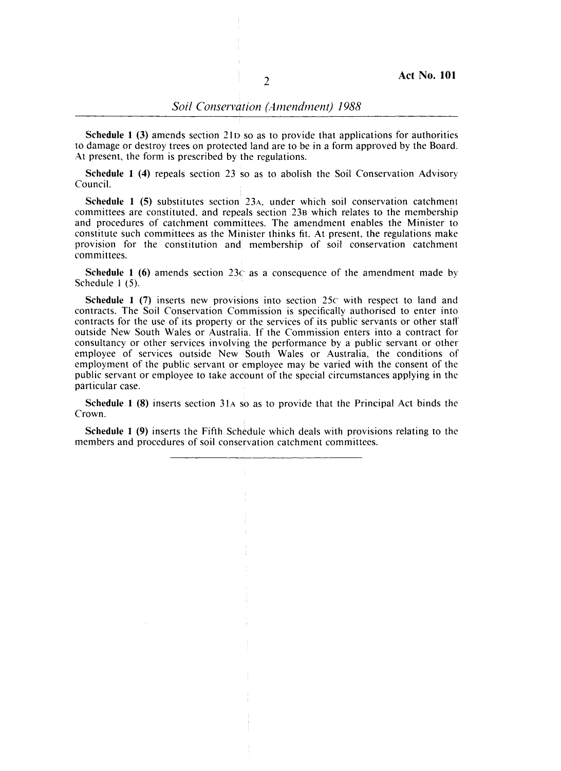**Schedule 1 (3)** amends section 21D so as to provide that applications for authorities to damage or destroy trees on protected land are to be in a form approved by the Board. At present, the form is prescribed by the regulations.

**Schedule 1 (4)** repeals section 23 so as to abolish the Soil Conservation Advisory Council.

**Schedule 1 (5)** substitutes section 23A, under which soil conservation catchment committees are constituted, and repeals section 23B which relates to the membership and procedures of catchment committees. The amendment enables the Minister to constitute such committees as the Minister thinks fit. At present, the regulations make provision for the constitution and membership of soil conservation catchment committees.

**Schedule 1 (6)** amends section 23C as a consequence of the amendment made by Schedule 1 (5).

**Schedule 1 (7)** inserts new provisions into section 25C with respect to land and contracts. The Soil Conservation Commission is specifically authorised to enter into contracts for the use of its property or the services of its public servants or other staff outside New South Wales or Australia. If the Commission enters into a contract for consultancy or other services involving the performance by a public servant or other employee of services outside New South Wales or Australia, the conditions of employment of the public servant or employee may be varied with the consent of the public servant or employee to take account of the special circumstances applying in the particular case.

**Schedule 1 (8)** inserts section 31A so as to provide that the Principal Act binds the Crown.

**Schedule 1 (9)** inserts the Fifth Schedule which deals with provisions relating to the members and procedures of soil conservation catchment committees.